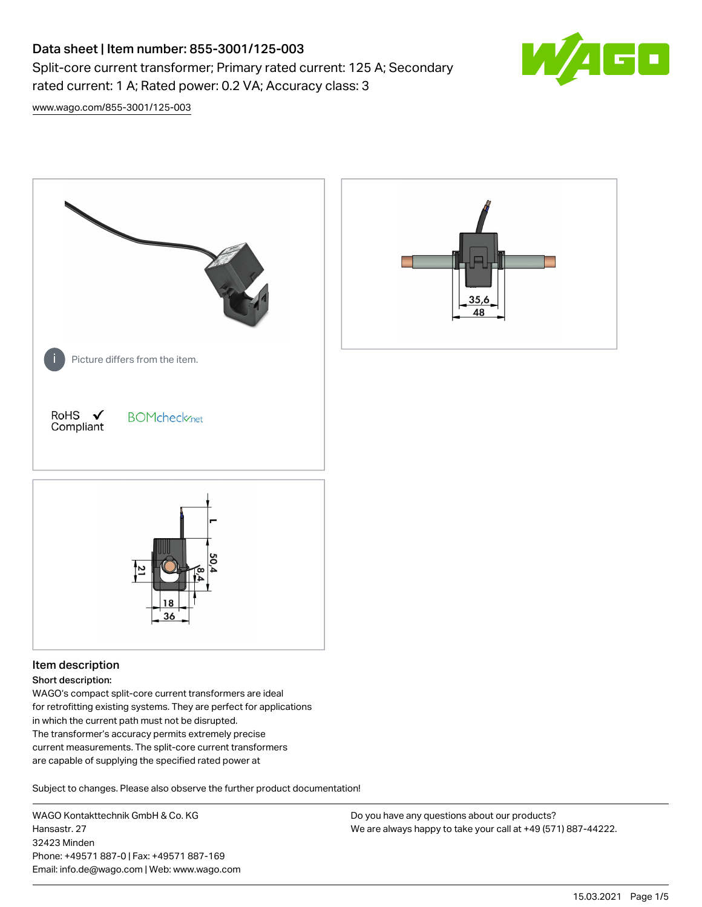# Data sheet | Item number: 855-3001/125-003

Split-core current transformer; Primary rated current: 125 A; Secondary rated current: 1 A; Rated power: 0.2 VA; Accuracy class: 3

www.wago.com/855-3001/125-003

Picture differs from the item.

RoHS ✓ Compliant

BOMcheck.net

## Item description

**Short description:**

WAGO's compact split-core current transformers are ideal for retrofitting existing systems. They are perfect for applications in which the current path must not be disrupted.
The transformer's accuracy permits extremely precise current measurements. The split-core current transformers are capable of supplying the specified rated power at

Subject to changes. Please also observe the further product documentation!

WAGO Kontakttechnik GmbH & Co. KG
Hansastr. 27
32423 Minden
Phone: +49571 887-0 | Fax: +49571 887-169
Email: info.de@wago.com | Web: www.wago.com

Do you have any questions about our products?
We are always happy to take your call at +49 (571) 887-44222.

15.03.2021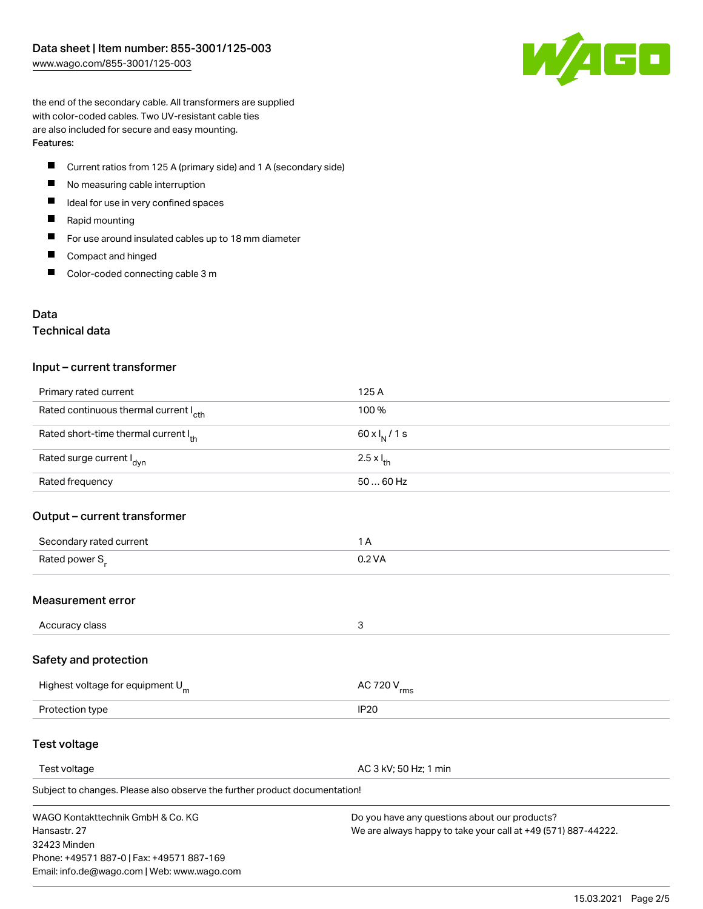the end of the secondary cable. All transformers are supplied with color-coded cables. Two UV-resistant cable ties are also included for secure and easy mounting.

**Features:**

- Current ratios from 125 A (primary side) and 1 A (secondary side)
- No measuring cable interruption
- Ideal for use in very confined spaces
- Rapid mounting
- For use around insulated cables up to 18 mm diameter
- Compact and hinged
- Color-coded connecting cable 3 m

## Data

### Technical data

#### Input – current transformer

| | |
|---|---|
| Primary rated current | 125 A |
| Rated continuous thermal current $I_{cth}$ | 100 % |
| Rated short-time thermal current $I_{th}$ | $60 \times I_N$ / 1 s |
| Rated surge current $I_{dyn}$ | $2.5 \times I_{th}$ |
| Rated frequency | 50 … 60 Hz |

#### Output – current transformer

| | |
|---|---|
| Secondary rated current | 1 A |
| Rated power $S_r$ | 0.2 VA |

#### Measurement error

| | |
|---|---|
| Accuracy class | 3 |

#### Safety and protection

| | |
|---|---|
| Highest voltage for equipment $U_m$ | AC 720 $V_{rms}$ |
| Protection type | IP20 |

#### Test voltage

| | |
|---|---|
| Test voltage | AC 3 kV; 50 Hz; 1 min |

Subject to changes. Please also observe the further product documentation!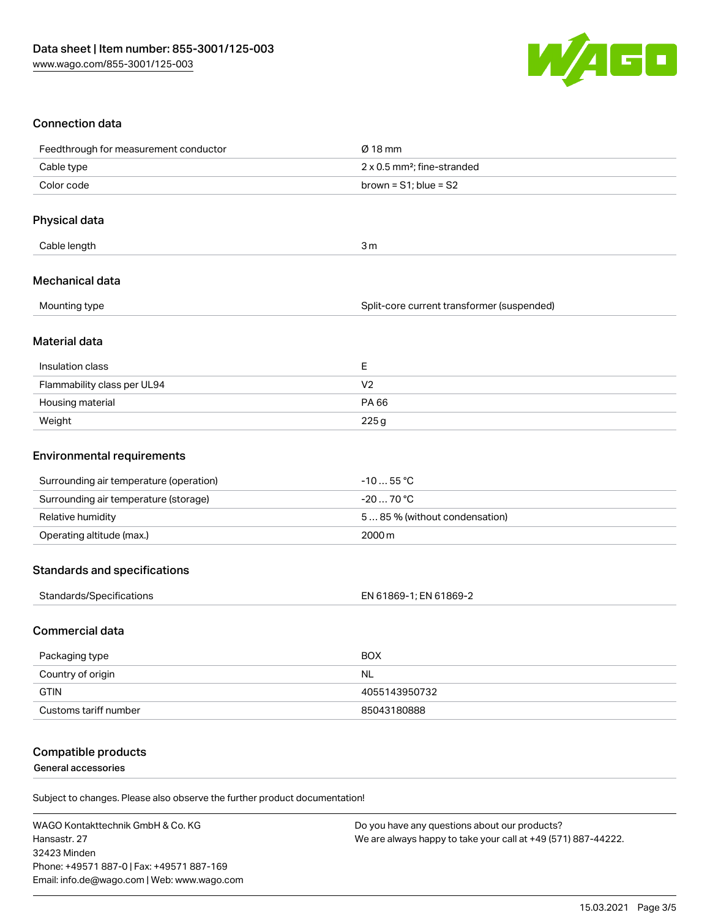## Connection data

| | |
|---|---|
| Feedthrough for measurement conductor | Ø 18 mm |
| Cable type | 2 x 0.5 mm²; fine-stranded |
| Color code | brown = S1; blue = S2 |

## Physical data

| | |
|---|---|
| Cable length | 3 m |

## Mechanical data

| | |
|---|---|
| Mounting type | Split-core current transformer (suspended) |

## Material data

| | |
|---|---|
| Insulation class | E |
| Flammability class per UL94 | V2 |
| Housing material | PA 66 |
| Weight | 225 g |

## Environmental requirements

| | |
|---|---|
| Surrounding air temperature (operation) | -10 … 55 °C |
| Surrounding air temperature (storage) | -20 … 70 °C |
| Relative humidity | 5 … 85 % (without condensation) |
| Operating altitude (max.) | 2000 m |

## Standards and specifications

| | |
|---|---|
| Standards/Specifications | EN 61869-1; EN 61869-2 |

## Commercial data

| | |
|---|---|
| Packaging type | BOX |
| Country of origin | NL |
| GTIN | 4055143950732 |
| Customs tariff number | 85043180888 |

## Compatible products

**General accessories**

Subject to changes. Please also observe the further product documentation!

WAGO Kontakttechnik GmbH & Co. KG
Hansastr. 27
32423 Minden
Phone: +49571 887-0 | Fax: +49571 887-169
Email: info.de@wago.com | Web: www.wago.com

Do you have any questions about our products?
We are always happy to take your call at +49 (571) 887-44222.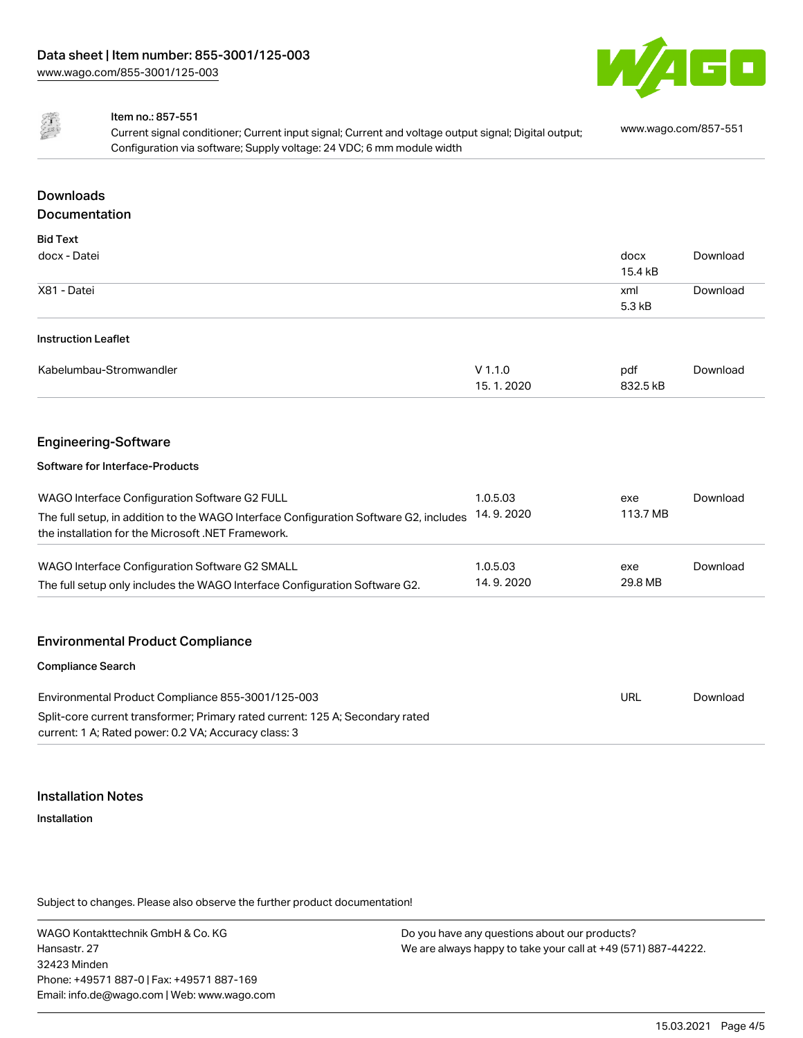Data sheet | Item number: 855-3001/125-003
www.wago.com/855-3001/125-003

Item no.: 857-551
Current signal conditioner; Current input signal; Current and voltage output signal; Digital output; Configuration via software; Supply voltage: 24 VDC; 6 mm module width

www.wago.com/857-551

## Downloads

## Documentation

### Bid Text

| | | | |
|---|---|---|---|
| docx - Datei | | docx 15.4 kB | Download |
| X81 - Datei | | xml 5.3 kB | Download |

### Instruction Leaflet

| | | | |
|---|---|---|---|
| Kabelumbau-Stromwandler | V 1.1.0 15. 1. 2020 | pdf 832.5 kB | Download |

## Engineering-Software

### Software for Interface-Products

| | | | |
|---|---|---|---|
| WAGO Interface Configuration Software G2 FULL<br>The full setup, in addition to the WAGO Interface Configuration Software G2, includes the installation for the Microsoft .NET Framework. | 1.0.5.03 14. 9. 2020 | exe 113.7 MB | Download |
| WAGO Interface Configuration Software G2 SMALL<br>The full setup only includes the WAGO Interface Configuration Software G2. | 1.0.5.03 14. 9. 2020 | exe 29.8 MB | Download |

## Environmental Product Compliance

### Compliance Search

| | | |
|---|---|---|
| Environmental Product Compliance 855-3001/125-003<br>Split-core current transformer; Primary rated current: 125 A; Secondary rated current: 1 A; Rated power: 0.2 VA; Accuracy class: 3 | URL | Download |

## Installation Notes

### Installation

Subject to changes. Please also observe the further product documentation!

WAGO Kontakttechnik GmbH & Co. KG
Hansastr. 27
32423 Minden
Phone: +49571 887-0 | Fax: +49571 887-169
Email: info.de@wago.com | Web: www.wago.com

Do you have any questions about our products?
We are always happy to take your call at +49 (571) 887-44222.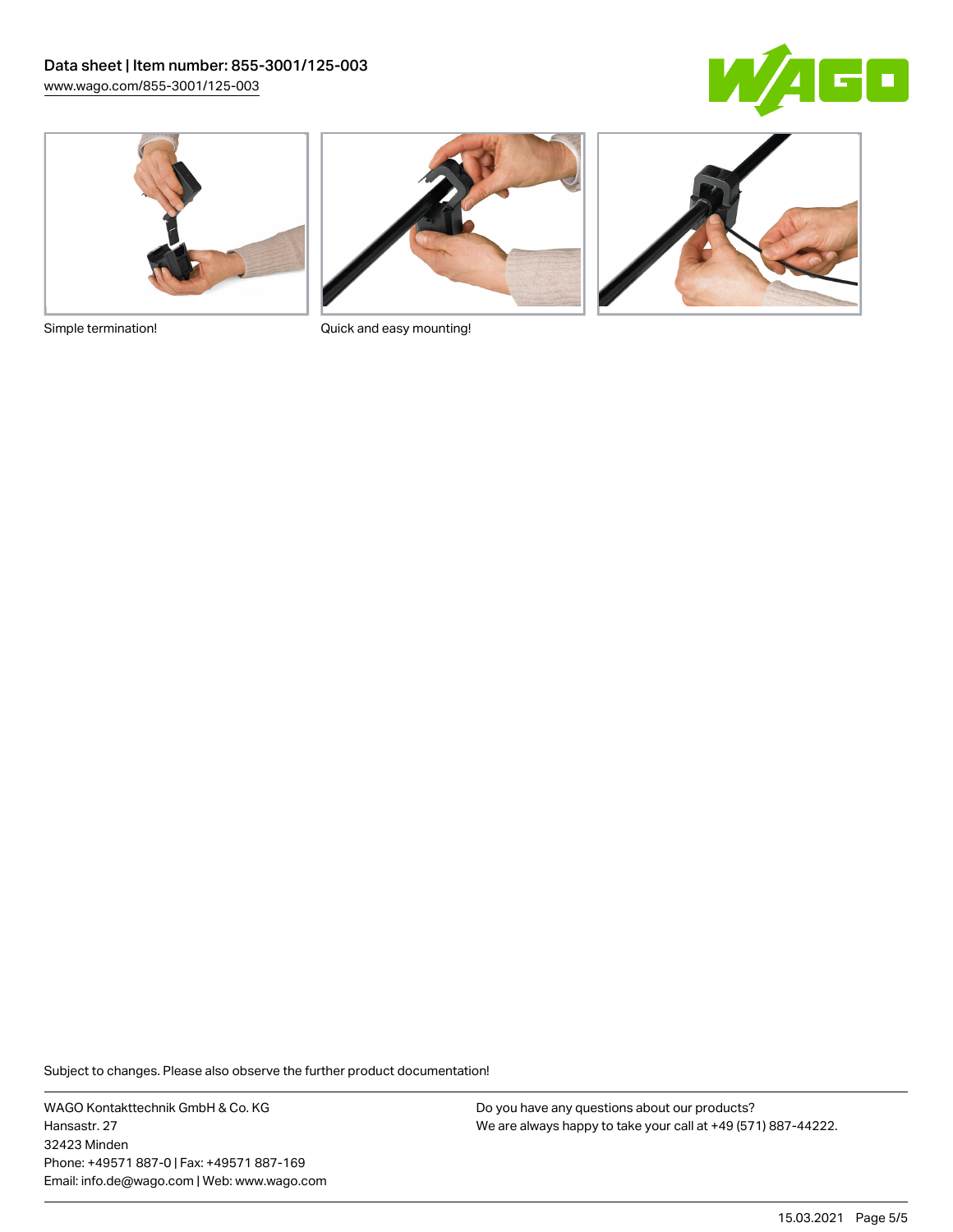Simple termination!

Quick and easy mounting!

Subject to changes. Please also observe the further product documentation!

WAGO Kontakttechnik GmbH & Co. KG
Hansastr. 27
32423 Minden
Phone: +49571 887-0 | Fax: +49571 887-169
Email: info.de@wago.com | Web: www.wago.com

Do you have any questions about our products?
We are always happy to take your call at +49 (571) 887-44222.